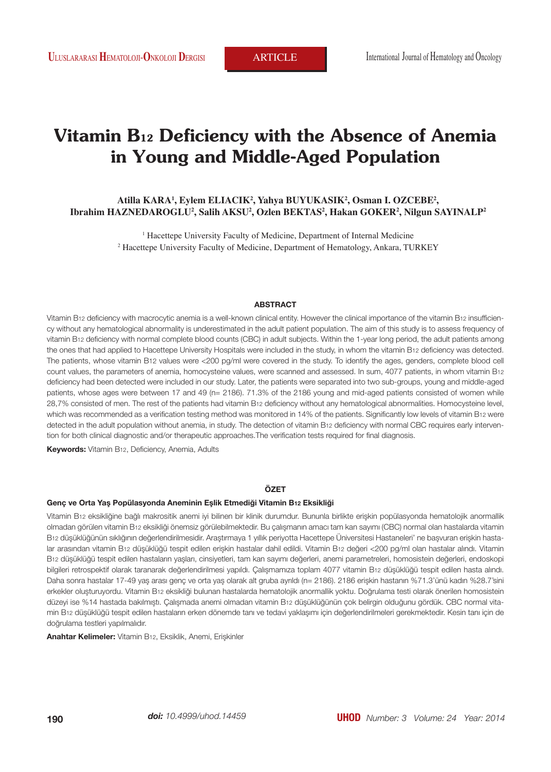# Vitamin B12 Deficiency with the Absence of Anemia in Young and Middle-Aged Population

**Atilla KARA[1], Eylem ELIACIK[2], Yahya BUYUKASIK[2], Osman I. OZCEBE[2], Ibrahim HAZNEDAROGLU[2], Salih AKSU[2], Ozlen BEKTAS[2], Hakan GOKER[2], Nilgun SAYINALP[2]**

[1] Hacettepe University Faculty of Medicine, Department of Internal Medicine
[2] Hacettepe University Faculty of Medicine, Department of Hematology, Ankara, TURKEY

## ABSTRACT

Vitamin B12 deficiency with macrocytic anemia is a well-known clinical entity. However the clinical importance of the vitamin B12 insufficiency without any hematological abnormality is underestimated in the adult patient population. The aim of this study is to assess frequency of vitamin B12 deficiency with normal complete blood counts (CBC) in adult subjects. Within the 1-year long period, the adult patients among the ones that had applied to Hacettepe University Hospitals were included in the study, in whom the vitamin B12 deficiency was detected. The patients, whose vitamin B12 values were <200 pg/ml were covered in the study. To identify the ages, genders, complete blood cell count values, the parameters of anemia, homocysteine values, were scanned and assessed. In sum, 4077 patients, in whom vitamin B12 deficiency had been detected were included in our study. Later, the patients were separated into two sub-groups, young and middle-aged patients, whose ages were between 17 and 49 (n= 2186). 71.3% of the 2186 young and mid-aged patients consisted of women while 28,7% consisted of men. The rest of the patients had vitamin B12 deficiency without any hematological abnormalities. Homocysteine level, which was recommended as a verification testing method was monitored in 14% of the patients. Significantly low levels of vitamin B12 were detected in the adult population without anemia, in study. The detection of vitamin B12 deficiency with normal CBC requires early intervention for both clinical diagnostic and/or therapeutic approaches.The verification tests required for final diagnosis.

**Keywords:** Vitamin B12, Deficiency, Anemia, Adults

## ÖZET

### Genç ve Orta Yaş Popülasyonda Aneminin Eşlik Etmediği Vitamin B12 Eksikliği

Vitamin B12 eksikliğine bağlı makrositik anemi iyi bilinen bir klinik durumdur. Bununla birlikte erişkin popülasyonda hematolojik anormallik olmadan görülen vitamin B12 eksikliği önemsiz görülebilmektedir. Bu çalışmanın amacı tam kan sayımı (CBC) normal olan hastalarda vitamin B12 düşüklüğünün sıklığının değerlendirilmesidir. Araştırmaya 1 yıllık periyotta Hacettepe Üniversitesi Hastaneleri' ne başvuran erişkin hastalar arasından vitamin B12 düşüklüğü tespit edilen erişkin hastalar dahil edildi. Vitamin B12 değeri <200 pg/ml olan hastalar alındı. Vitamin B12 düşüklüğü tespit edilen hastaların yaşları, cinsiyetleri, tam kan sayımı değerleri, anemi parametreleri, homosistein değerleri, endoskopi bilgileri retrospektif olarak taranarak değerlendirilmesi yapıldı. Çalışmamıza toplam 4077 vitamin B12 düşüklüğü tespit edilen hasta alındı. Daha sonra hastalar 17-49 yaş arası genç ve orta yaş olarak alt gruba ayrıldı (n= 2186). 2186 erişkin hastanın %71.3'ünü kadın %28.7'sini erkekler oluşturuyordu. Vitamin B12 eksikliği bulunan hastalarda hematolojik anormallik yoktu. Doğrulama testi olarak önerilen homosistein düzeyi ise %14 hastada bakılmıştı. Çalışmada anemi olmadan vitamin B12 düşüklüğünün çok belirgin olduğunu gördük. CBC normal vitamin B12 düşüklüğü tespit edilen hastaların erken dönemde tanı ve tedavi yaklaşımı için değerlendirilmeleri gerekmektedir. Kesin tanı için de doğrulama testleri yapılmalıdır.

**Anahtar Kelimeler:** Vitamin B12, Eksiklik, Anemi, Erişkinler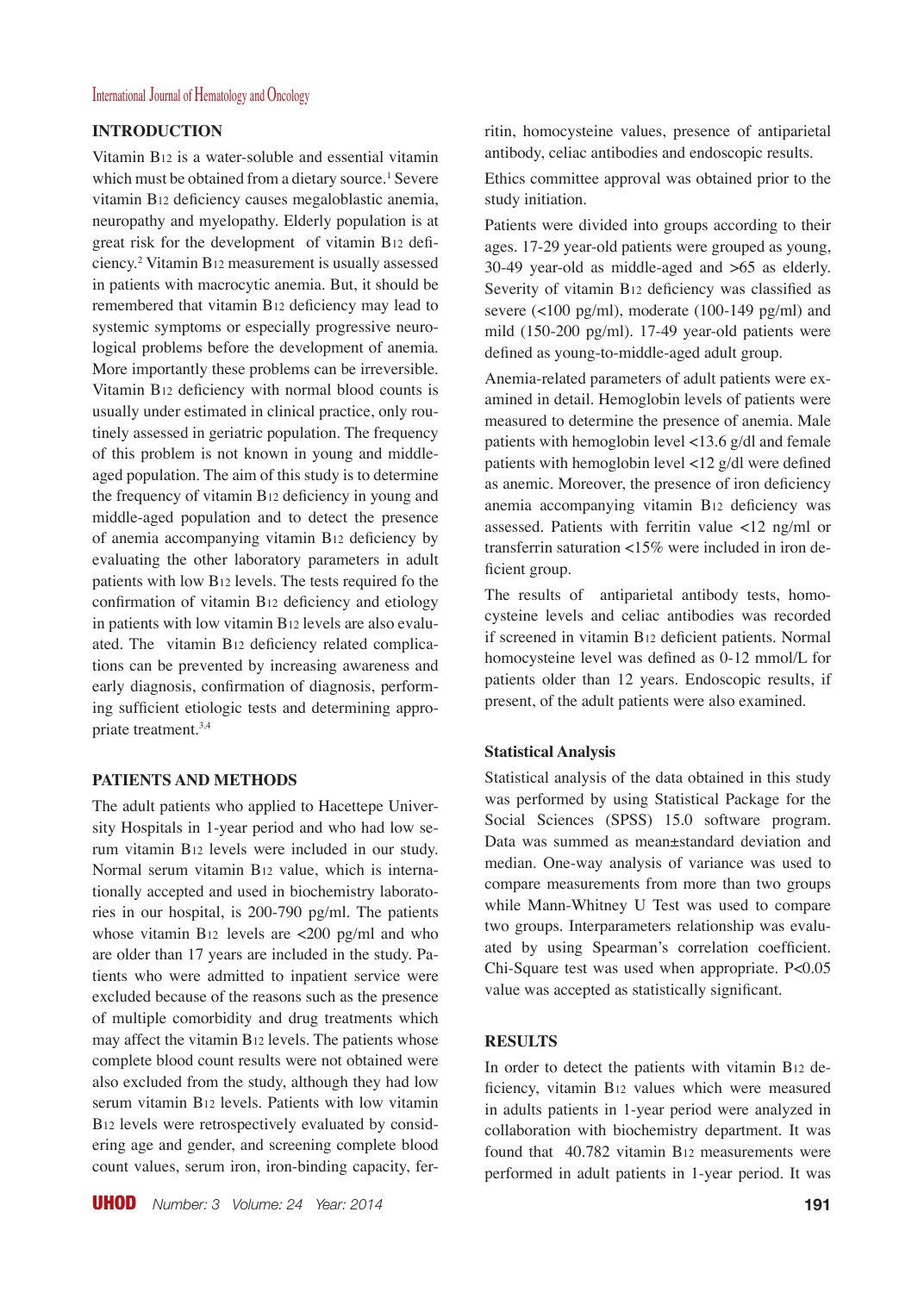## INTRODUCTION

Vitamin B12 is a water-soluble and essential vitamin which must be obtained from a dietary source.[1] Severe vitamin B12 deficiency causes megaloblastic anemia, neuropathy and myelopathy. Elderly population is at great risk for the development of vitamin B12 deficiency.[2] Vitamin B12 measurement is usually assessed in patients with macrocytic anemia. But, it should be remembered that vitamin B12 deficiency may lead to systemic symptoms or especially progressive neurological problems before the development of anemia. More importantly these problems can be irreversible. Vitamin B12 deficiency with normal blood counts is usually under estimated in clinical practice, only routinely assessed in geriatric population. The frequency of this problem is not known in young and middle-aged population. The aim of this study is to determine the frequency of vitamin B12 deficiency in young and middle-aged population and to detect the presence of anemia accompanying vitamin B12 deficiency by evaluating the other laboratory parameters in adult patients with low B12 levels. The tests required fo the confirmation of vitamin B12 deficiency and etiology in patients with low vitamin B12 levels are also evaluated. The vitamin B12 deficiency related complications can be prevented by increasing awareness and early diagnosis, confirmation of diagnosis, performing sufficient etiologic tests and determining appropriate treatment.[3,4]

## PATIENTS AND METHODS

The adult patients who applied to Hacettepe University Hospitals in 1-year period and who had low serum vitamin B12 levels were included in our study. Normal serum vitamin B12 value, which is internationally accepted and used in biochemistry laboratories in our hospital, is 200-790 pg/ml. The patients whose vitamin B12 levels are <200 pg/ml and who are older than 17 years are included in the study. Patients who were admitted to inpatient service were excluded because of the reasons such as the presence of multiple comorbidity and drug treatments which may affect the vitamin B12 levels. The patients whose complete blood count results were not obtained were also excluded from the study, although they had low serum vitamin B12 levels. Patients with low vitamin B12 levels were retrospectively evaluated by considering age and gender, and screening complete blood count values, serum iron, iron-binding capacity, ferritin, homocysteine values, presence of antiparietal antibody, celiac antibodies and endoscopic results.

Ethics committee approval was obtained prior to the study initiation.

Patients were divided into groups according to their ages. 17-29 year-old patients were grouped as young, 30-49 year-old as middle-aged and >65 as elderly. Severity of vitamin B12 deficiency was classified as severe (<100 pg/ml), moderate (100-149 pg/ml) and mild (150-200 pg/ml). 17-49 year-old patients were defined as young-to-middle-aged adult group.

Anemia-related parameters of adult patients were examined in detail. Hemoglobin levels of patients were measured to determine the presence of anemia. Male patients with hemoglobin level <13.6 g/dl and female patients with hemoglobin level <12 g/dl were defined as anemic. Moreover, the presence of iron deficiency anemia accompanying vitamin B12 deficiency was assessed. Patients with ferritin value <12 ng/ml or transferrin saturation <15% were included in iron deficient group.

The results of antiparietal antibody tests, homocysteine levels and celiac antibodies was recorded if screened in vitamin B12 deficient patients. Normal homocysteine level was defined as 0-12 mmol/L for patients older than 12 years. Endoscopic results, if present, of the adult patients were also examined.

### Statistical Analysis

Statistical analysis of the data obtained in this study was performed by using Statistical Package for the Social Sciences (SPSS) 15.0 software program. Data was summed as mean±standard deviation and median. One-way analysis of variance was used to compare measurements from more than two groups while Mann-Whitney U Test was used to compare two groups. Interparameters relationship was evaluated by using Spearman's correlation coefficient. Chi-Square test was used when appropriate. $P<0.05$ value was accepted as statistically significant.

## RESULTS

In order to detect the patients with vitamin B12 deficiency, vitamin B12 values which were measured in adults patients in 1-year period were analyzed in collaboration with biochemistry department. It was found that 40.782 vitamin B12 measurements were performed in adult patients in 1-year period. It was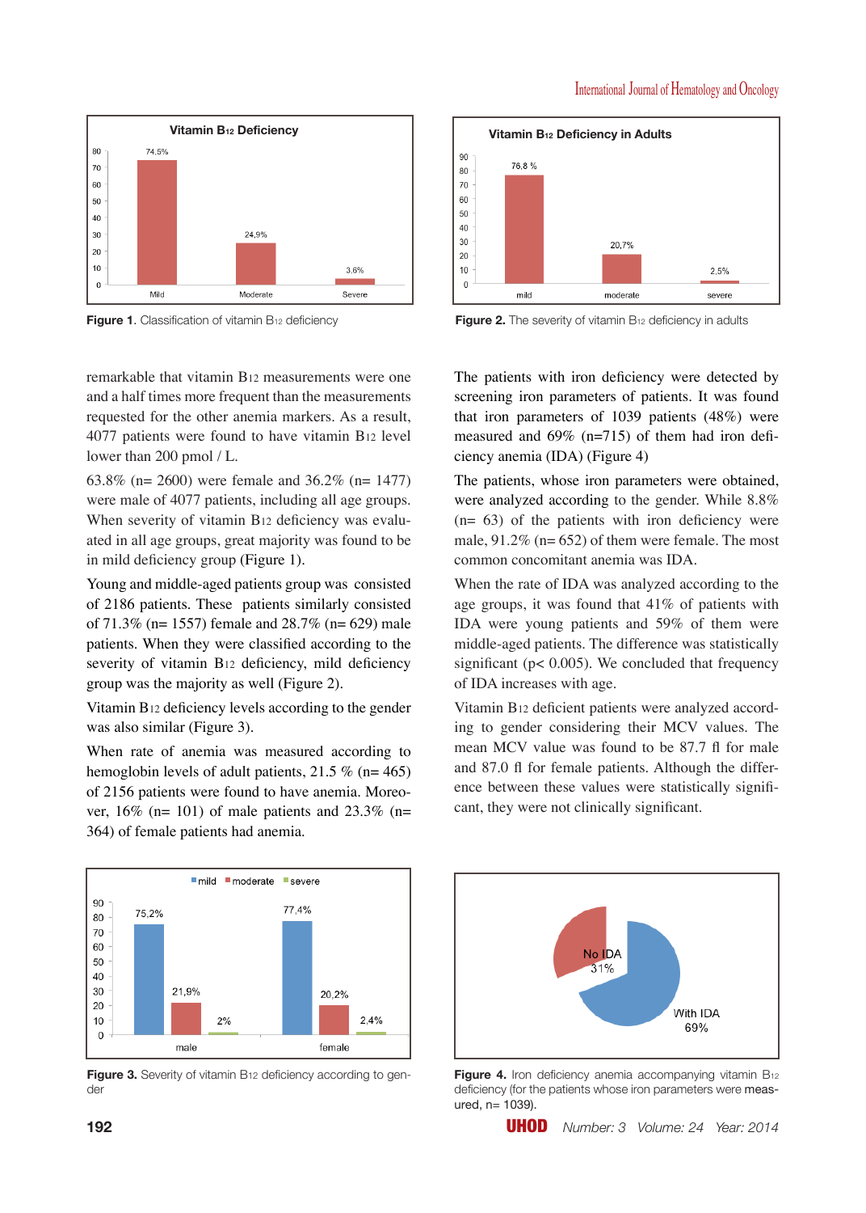Figure 1. Classification of vitamin $B_{12}$ deficiency

Figure 2. The severity of vitamin $B_{12}$ deficiency in adults

remarkable that vitamin $B_{12}$ measurements were one and a half times more frequent than the measurements requested for the other anemia markers. As a result, 4077 patients were found to have vitamin $B_{12}$ level lower than 200 pmol / L.

63.8% (n= 2600) were female and 36.2% (n= 1477) were male of 4077 patients, including all age groups. When severity of vitamin $B_{12}$ deficiency was evaluated in all age groups, great majority was found to be in mild deficiency group (Figure 1).

Young and middle-aged patients group was consisted of 2186 patients. These patients similarly consisted of 71.3% (n= 1557) female and 28.7% (n= 629) male patients. When they were classified according to the severity of vitamin $B_{12}$ deficiency, mild deficiency group was the majority as well (Figure 2).

Vitamin $B_{12}$ deficiency levels according to the gender was also similar (Figure 3).

When rate of anemia was measured according to hemoglobin levels of adult patients, 21.5 % (n= 465) of 2156 patients were found to have anemia. Moreover, 16% (n= 101) of male patients and 23.3% (n= 364) of female patients had anemia.

The patients with iron deficiency were detected by screening iron parameters of patients. It was found that iron parameters of 1039 patients (48%) were measured and 69% (n=715) of them had iron deficiency anemia (IDA) (Figure 4)

The patients, whose iron parameters were obtained, were analyzed according to the gender. While 8.8% (n= 63) of the patients with iron deficiency were male, 91.2% (n= 652) of them were female. The most common concomitant anemia was IDA.

When the rate of IDA was analyzed according to the age groups, it was found that 41% of patients with IDA were young patients and 59% of them were middle-aged patients. The difference was statistically significant ($p < 0.005$). We concluded that frequency of IDA increases with age.

Vitamin $B_{12}$ deficient patients were analyzed according to gender considering their MCV values. The mean MCV value was found to be 87.7 fl for male and 87.0 fl for female patients. Although the difference between these values were statistically significant, they were not clinically significant.

Figure 3. Severity of vitamin $B_{12}$ deficiency according to gender

Figure 4. Iron deficiency anemia accompanying vitamin $B_{12}$ deficiency (for the patients whose iron parameters were measured, n= 1039).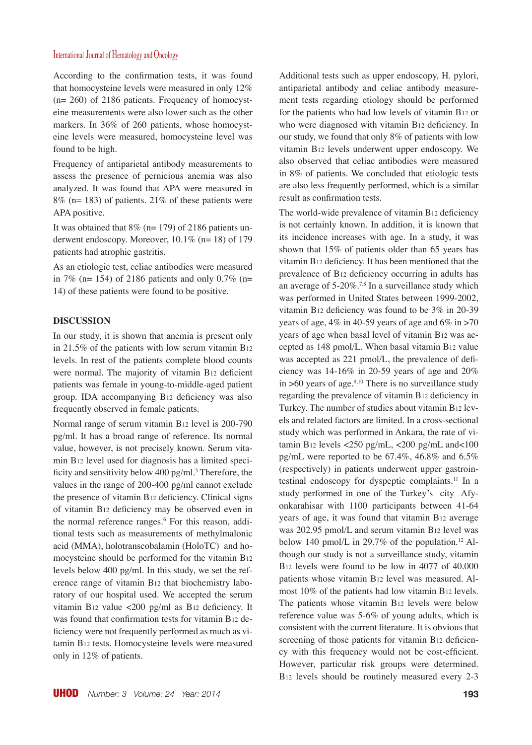According to the confirmation tests, it was found that homocysteine levels were measured in only 12% (n= 260) of 2186 patients. Frequency of homocysteine measurements were also lower such as the other markers. In 36% of 260 patients, whose homocysteine levels were measured, homocysteine level was found to be high.

Frequency of antiparietal antibody measurements to assess the presence of pernicious anemia was also analyzed. It was found that APA were measured in 8% (n= 183) of patients. 21% of these patients were APA positive.

It was obtained that 8% (n= 179) of 2186 patients underwent endoscopy. Moreover, 10.1% (n= 18) of 179 patients had atrophic gastritis.

As an etiologic test, celiac antibodies were measured in 7% (n= 154) of 2186 patients and only 0.7% (n= 14) of these patients were found to be positive.

## DISCUSSION

In our study, it is shown that anemia is present only in 21.5% of the patients with low serum vitamin $B_{12}$ levels. In rest of the patients complete blood counts were normal. The majority of vitamin $B_{12}$ deficient patients was female in young-to-middle-aged patient group. IDA accompanying $B_{12}$ deficiency was also frequently observed in female patients.

Normal range of serum vitamin $B_{12}$ level is 200-790 pg/ml. It has a broad range of reference. Its normal value, however, is not precisely known. Serum vitamin $B_{12}$ level used for diagnosis has a limited specificity and sensitivity below 400 pg/ml.[5] Therefore, the values in the range of 200-400 pg/ml cannot exclude the presence of vitamin $B_{12}$ deficiency. Clinical signs of vitamin $B_{12}$ deficiency may be observed even in the normal reference ranges.[6] For this reason, additional tests such as measurements of methylmalonic acid (MMA), holotranscobalamin (HoloTC) and homocysteine should be performed for the vitamin $B_{12}$ levels below 400 pg/ml. In this study, we set the reference range of vitamin $B_{12}$ that biochemistry laboratory of our hospital used. We accepted the serum vitamin $B_{12}$ value <200 pg/ml as $B_{12}$ deficiency. It was found that confirmation tests for vitamin $B_{12}$ deficiency were not frequently performed as much as vitamin $B_{12}$ tests. Homocysteine levels were measured only in 12% of patients.

Additional tests such as upper endoscopy, H. pylori, antiparietal antibody and celiac antibody measurement tests regarding etiology should be performed for the patients who had low levels of vitamin $B_{12}$ or who were diagnosed with vitamin $B_{12}$ deficiency. In our study, we found that only 8% of patients with low vitamin $B_{12}$ levels underwent upper endoscopy. We also observed that celiac antibodies were measured in 8% of patients. We concluded that etiologic tests are also less frequently performed, which is a similar result as confirmation tests.

The world-wide prevalence of vitamin $B_{12}$ deficiency is not certainly known. In addition, it is known that its incidence increases with age. In a study, it was shown that 15% of patients older than 65 years has vitamin $B_{12}$ deficiency. It has been mentioned that the prevalence of $B_{12}$ deficiency occurring in adults has an average of 5-20%.[7,8] In a surveillance study which was performed in United States between 1999-2002, vitamin $B_{12}$ deficiency was found to be 3% in 20-39 years of age, 4% in 40-59 years of age and 6% in >70 years of age when basal level of vitamin $B_{12}$ was accepted as 148 pmol/L. When basal vitamin $B_{12}$ value was accepted as 221 pmol/L, the prevalence of deficiency was 14-16% in 20-59 years of age and 20% in >60 years of age.[9,10] There is no surveillance study regarding the prevalence of vitamin $B_{12}$ deficiency in Turkey. The number of studies about vitamin $B_{12}$ levels and related factors are limited. In a cross-sectional study which was performed in Ankara, the rate of vitamin $B_{12}$ levels <250 pg/mL, <200 pg/mL and<100 pg/mL were reported to be 67.4%, 46.8% and 6.5% (respectively) in patients underwent upper gastrointestinal endoscopy for dyspeptic complaints.[11] In a study performed in one of the Turkey's city Afyonkarahisar with 1100 participants between 41-64 years of age, it was found that vitamin $B_{12}$ average was 202.95 pmol/L and serum vitamin $B_{12}$ level was below 140 pmol/L in 29.7% of the population.[12] Although our study is not a surveillance study, vitamin $B_{12}$ levels were found to be low in 4077 of 40.000 patients whose vitamin $B_{12}$ level was measured. Almost 10% of the patients had low vitamin $B_{12}$ levels. The patients whose vitamin $B_{12}$ levels were below reference value was 5-6% of young adults, which is consistent with the current literature. It is obvious that screening of those patients for vitamin $B_{12}$ deficiency with this frequency would not be cost-efficient. However, particular risk groups were determined. $B_{12}$ levels should be routinely measured every 2-3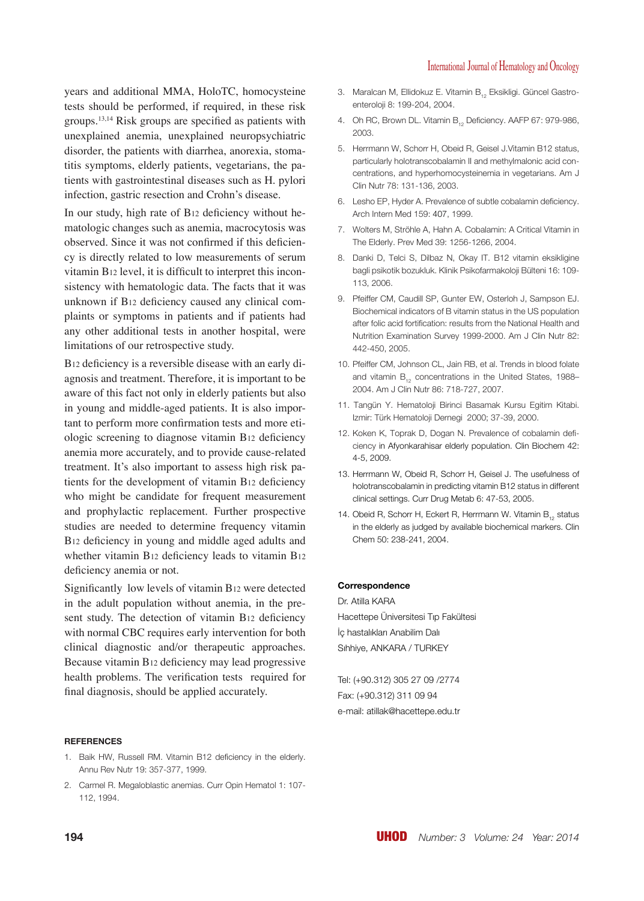years and additional MMA, HoloTC, homocysteine tests should be performed, if required, in these risk groups.[13,14] Risk groups are specified as patients with unexplained anemia, unexplained neuropsychiatric disorder, the patients with diarrhea, anorexia, stomatitis symptoms, elderly patients, vegetarians, the patients with gastrointestinal diseases such as H. pylori infection, gastric resection and Crohn's disease.

In our study, high rate of $B_{12}$ deficiency without hematologic changes such as anemia, macrocytosis was observed. Since it was not confirmed if this deficiency is directly related to low measurements of serum vitamin $B_{12}$ level, it is difficult to interpret this inconsistency with hematologic data. The facts that it was unknown if $B_{12}$ deficiency caused any clinical complaints or symptoms in patients and if patients had any other additional tests in another hospital, were limitations of our retrospective study.

$B_{12}$ deficiency is a reversible disease with an early diagnosis and treatment. Therefore, it is important to be aware of this fact not only in elderly patients but also in young and middle-aged patients. It is also important to perform more confirmation tests and more etiologic screening to diagnose vitamin $B_{12}$ deficiency anemia more accurately, and to provide cause-related treatment. It's also important to assess high risk patients for the development of vitamin $B_{12}$ deficiency who might be candidate for frequent measurement and prophylactic replacement. Further prospective studies are needed to determine frequency vitamin $B_{12}$ deficiency in young and middle aged adults and whether vitamin $B_{12}$ deficiency leads to vitamin $B_{12}$ deficiency anemia or not.

Significantly low levels of vitamin $B_{12}$ were detected in the adult population without anemia, in the present study. The detection of vitamin $B_{12}$ deficiency with normal CBC requires early intervention for both clinical diagnostic and/or therapeutic approaches. Because vitamin $B_{12}$ deficiency may lead progressive health problems. The verification tests required for final diagnosis, should be applied accurately.

## REFERENCES

1. Baik HW, Russell RM. Vitamin B12 deficiency in the elderly. Annu Rev Nutr 19: 357-377, 1999.
2. Carmel R. Megaloblastic anemias. Curr Opin Hematol 1: 107-112, 1994.
3. Maralcan M, Ellidokuz E. Vitamin $B_{12}$ Eksikligi. Güncel Gastroenteroloji 8: 199-204, 2004.
4. Oh RC, Brown DL. Vitamin $B_{12}$ Deficiency. AAFP 67: 979-986, 2003.
5. Herrmann W, Schorr H, Obeid R, Geisel J.Vitamin B12 status, particularly holotranscobalamin II and methylmalonic acid concentrations, and hyperhomocysteinemia in vegetarians. Am J Clin Nutr 78: 131-136, 2003.
6. Lesho EP, Hyder A. Prevalence of subtle cobalamin deficiency. Arch Intern Med 159: 407, 1999.
7. Wolters M, Ströhle A, Hahn A. Cobalamin: A Critical Vitamin in The Elderly. Prev Med 39: 1256-1266, 2004.
8. Danki D, Telci S, Dilbaz N, Okay IT. B12 vitamin eksikligine bagli psikotik bozukluk. Klinik Psikofarmakoloji Bülteni 16: 109-113, 2006.
9. Pfeiffer CM, Caudill SP, Gunter EW, Osterloh J, Sampson EJ. Biochemical indicators of B vitamin status in the US population after folic acid fortification: results from the National Health and Nutrition Examination Survey 1999-2000. Am J Clin Nutr 82: 442-450, 2005.
10. Pfeiffer CM, Johnson CL, Jain RB, et al. Trends in blood folate and vitamin $B_{12}$ concentrations in the United States, 1988–2004. Am J Clin Nutr 86: 718-727, 2007.
11. Tangün Y. Hematoloji Birinci Basamak Kursu Egitim Kitabi. Izmir: Türk Hematoloji Dernegi 2000; 37-39, 2000.
12. Koken K, Toprak D, Dogan N. Prevalence of cobalamin deficiency in Afyonkarahisar elderly population. Clin Biochem 42: 4-5, 2009.
13. Herrmann W, Obeid R, Schorr H, Geisel J. The usefulness of holotranscobalamin in predicting vitamin B12 status in different clinical settings. Curr Drug Metab 6: 47-53, 2005.
14. Obeid R, Schorr H, Eckert R, Herrmann W. Vitamin $B_{12}$ status in the elderly as judged by available biochemical markers. Clin Chem 50: 238-241, 2004.

**Correspondence**

Dr. Atilla KARA
Hacettepe Üniversitesi Tıp Fakültesi
İç hastalıkları Anabilim Dalı
Sıhhiye, ANKARA / TURKEY

Tel: (+90.312) 305 27 09 /2774
Fax: (+90.312) 311 09 94
e-mail: atillak@hacettepe.edu.tr